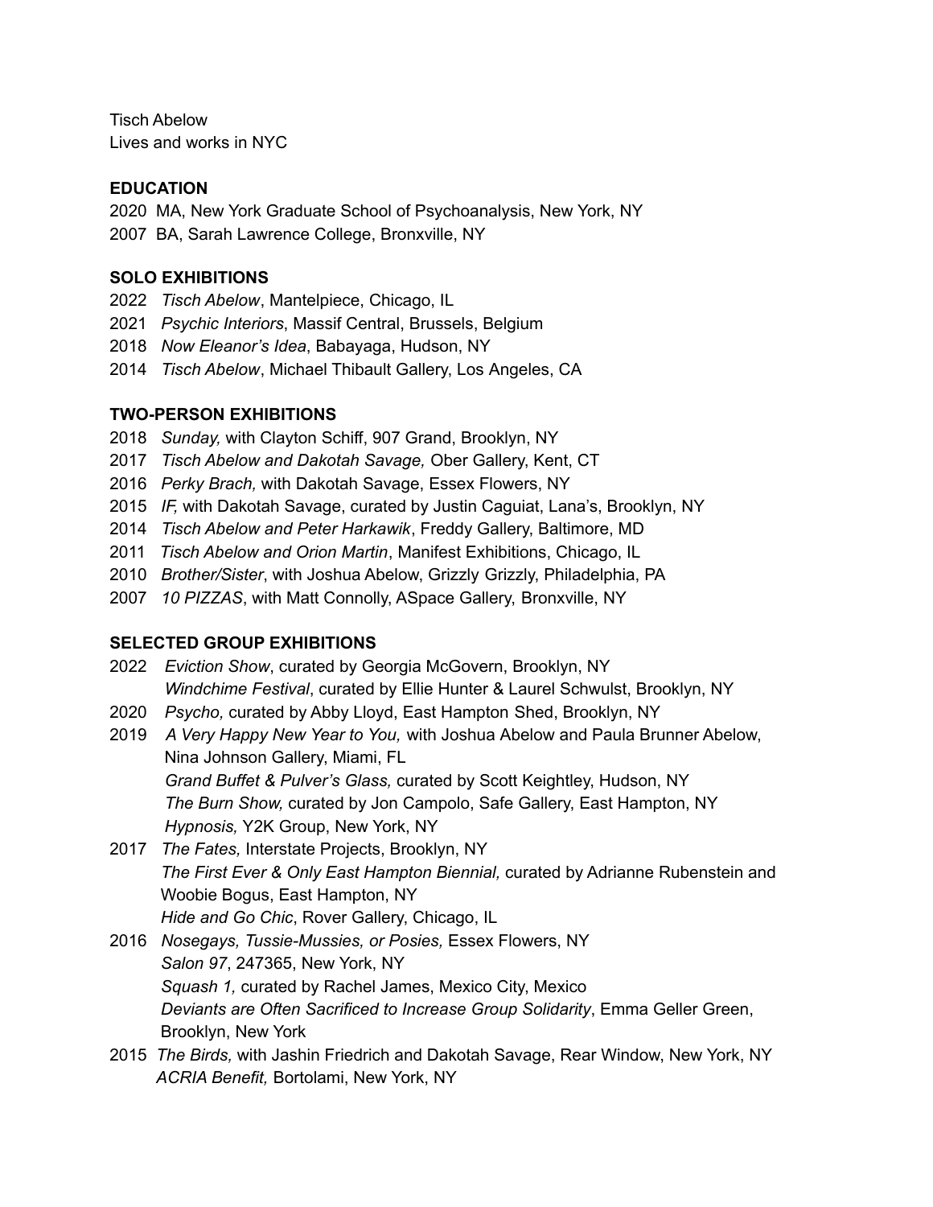Tisch Abelow
Lives and works in NYC

## EDUCATION

2020 MA, New York Graduate School of Psychoanalysis, New York, NY
2007 BA, Sarah Lawrence College, Bronxville, NY

## SOLO EXHIBITIONS

2022 *Tisch Abelow*, Mantelpiece, Chicago, IL
2021 *Psychic Interiors*, Massif Central, Brussels, Belgium
2018 *Now Eleanor's Idea*, Babayaga, Hudson, NY
2014 *Tisch Abelow*, Michael Thibault Gallery, Los Angeles, CA

## TWO-PERSON EXHIBITIONS

2018 *Sunday,* with Clayton Schiff, 907 Grand, Brooklyn, NY
2017 *Tisch Abelow and Dakotah Savage,* Ober Gallery, Kent, CT
2016 *Perky Brach,* with Dakotah Savage, Essex Flowers, NY
2015 *IF,* with Dakotah Savage, curated by Justin Caguiat, Lana's, Brooklyn, NY
2014 *Tisch Abelow and Peter Harkawik*, Freddy Gallery, Baltimore, MD
2011 *Tisch Abelow and Orion Martin*, Manifest Exhibitions, Chicago, IL
2010 *Brother/Sister*, with Joshua Abelow, Grizzly Grizzly, Philadelphia, PA
2007 *10 PIZZAS*, with Matt Connolly, ASpace Gallery, Bronxville, NY

## SELECTED GROUP EXHIBITIONS

2022 *Eviction Show*, curated by Georgia McGovern, Brooklyn, NY
*Windchime Festival*, curated by Ellie Hunter & Laurel Schwulst, Brooklyn, NY

2020 *Psycho,* curated by Abby Lloyd, East Hampton Shed, Brooklyn, NY

2019 *A Very Happy New Year to You,* with Joshua Abelow and Paula Brunner Abelow, Nina Johnson Gallery, Miami, FL
*Grand Buffet & Pulver's Glass,* curated by Scott Keightley, Hudson, NY
*The Burn Show,* curated by Jon Campolo, Safe Gallery, East Hampton, NY
*Hypnosis,* Y2K Group, New York, NY

2017 *The Fates,* Interstate Projects, Brooklyn, NY
*The First Ever & Only East Hampton Biennial,* curated by Adrianne Rubenstein and Woobie Bogus, East Hampton, NY
*Hide and Go Chic*, Rover Gallery, Chicago, IL

2016 *Nosegays, Tussie-Mussies, or Posies,* Essex Flowers, NY
*Salon 97*, 247365, New York, NY
*Squash 1,* curated by Rachel James, Mexico City, Mexico
*Deviants are Often Sacrificed to Increase Group Solidarity*, Emma Geller Green, Brooklyn, New York

2015 *The Birds,* with Jashin Friedrich and Dakotah Savage, Rear Window, New York, NY
*ACRIA Benefit,* Bortolami, New York, NY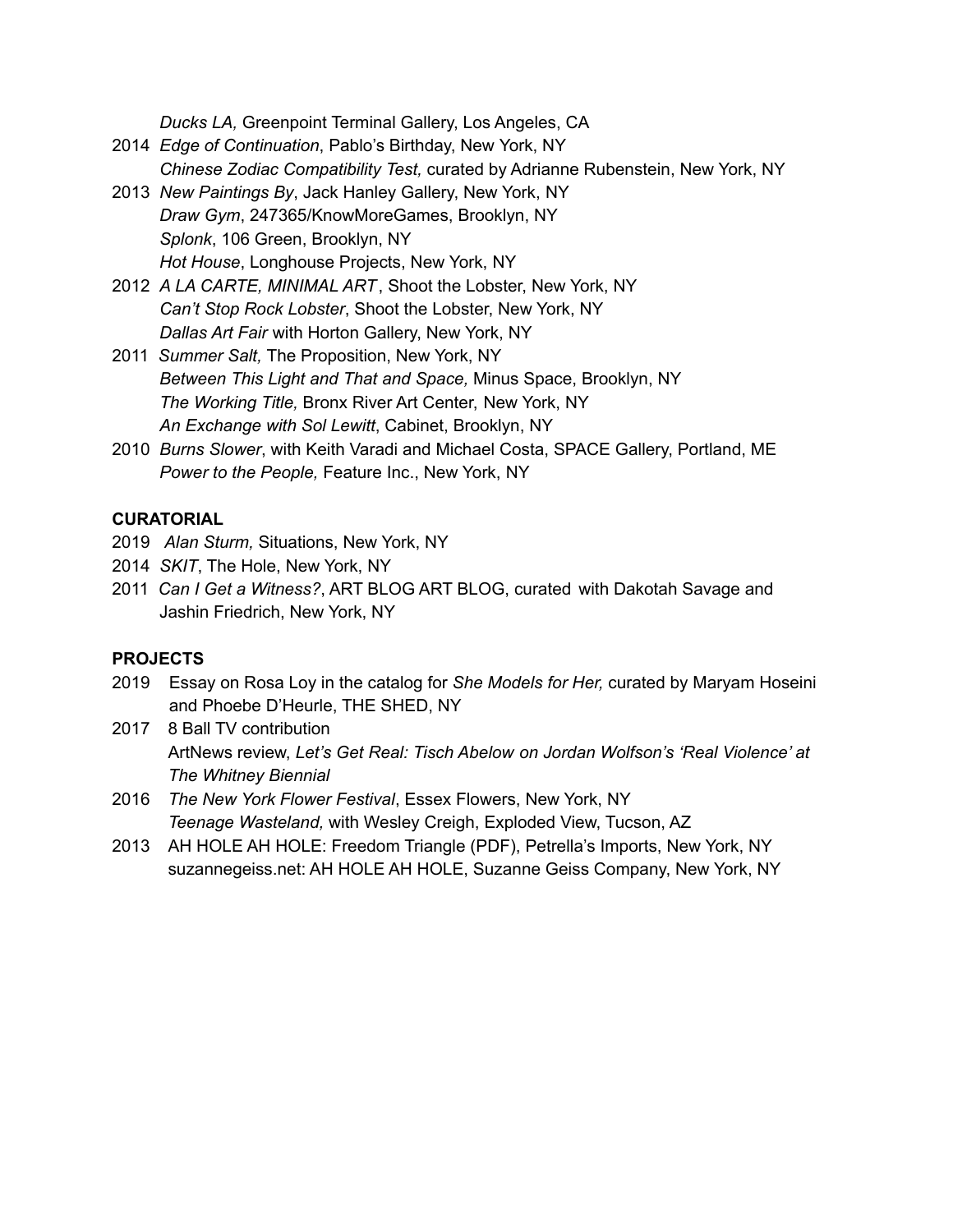*Ducks LA,* Greenpoint Terminal Gallery, Los Angeles, CA

2014 *Edge of Continuation*, Pablo's Birthday, New York, NY
*Chinese Zodiac Compatibility Test,* curated by Adrianne Rubenstein, New York, NY

2013 *New Paintings By*, Jack Hanley Gallery, New York, NY
*Draw Gym*, 247365/KnowMoreGames, Brooklyn, NY
*Splonk*, 106 Green, Brooklyn, NY
*Hot House*, Longhouse Projects, New York, NY

2012 *A LA CARTE, MINIMAL ART*, Shoot the Lobster, New York, NY
*Can't Stop Rock Lobster*, Shoot the Lobster, New York, NY
*Dallas Art Fair* with Horton Gallery, New York, NY

2011 *Summer Salt,* The Proposition, New York, NY
*Between This Light and That and Space,* Minus Space, Brooklyn, NY
*The Working Title,* Bronx River Art Center, New York, NY
*An Exchange with Sol Lewitt*, Cabinet, Brooklyn, NY

2010 *Burns Slower*, with Keith Varadi and Michael Costa, SPACE Gallery, Portland, ME
*Power to the People,* Feature Inc., New York, NY

**CURATORIAL**

2019 *Alan Sturm,* Situations, New York, NY

2014 *SKIT*, The Hole, New York, NY

2011 *Can I Get a Witness?*, ART BLOG ART BLOG, curated with Dakotah Savage and Jashin Friedrich, New York, NY

**PROJECTS**

2019 Essay on Rosa Loy in the catalog for *She Models for Her,* curated by Maryam Hoseini and Phoebe D'Heurle, THE SHED, NY

2017 8 Ball TV contribution
ArtNews review, *Let's Get Real: Tisch Abelow on Jordan Wolfson's 'Real Violence' at The Whitney Biennial*

2016 *The New York Flower Festival*, Essex Flowers, New York, NY
*Teenage Wasteland,* with Wesley Creigh, Exploded View, Tucson, AZ

2013 AH HOLE AH HOLE: Freedom Triangle (PDF), Petrella's Imports, New York, NY
suzannegeiss.net: AH HOLE AH HOLE, Suzanne Geiss Company, New York, NY